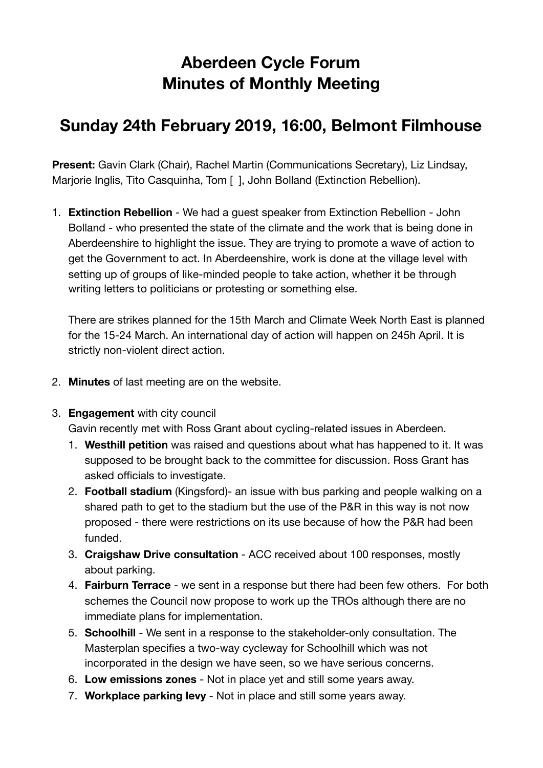# Aberdeen Cycle Forum
# Minutes of Monthly Meeting

## Sunday 24th February 2019, 16:00, Belmont Filmhouse

**Present:** Gavin Clark (Chair), Rachel Martin (Communications Secretary), Liz Lindsay, Marjorie Inglis, Tito Casquinha, Tom [ ], John Bolland (Extinction Rebellion).

1. **Extinction Rebellion** - We had a guest speaker from Extinction Rebellion - John Bolland - who presented the state of the climate and the work that is being done in Aberdeenshire to highlight the issue. They are trying to promote a wave of action to get the Government to act. In Aberdeenshire, work is done at the village level with setting up of groups of like-minded people to take action, whether it be through writing letters to politicians or protesting or something else.

   There are strikes planned for the 15th March and Climate Week North East is planned for the 15-24 March. An international day of action will happen on 245h April. It is strictly non-violent direct action.

2. **Minutes** of last meeting are on the website.

3. **Engagement** with city council
   Gavin recently met with Ross Grant about cycling-related issues in Aberdeen.
   1. **Westhill petition** was raised and questions about what has happened to it. It was supposed to be brought back to the committee for discussion. Ross Grant has asked officials to investigate.
   2. **Football stadium** (Kingsford)- an issue with bus parking and people walking on a shared path to get to the stadium but the use of the P&R in this way is not now proposed - there were restrictions on its use because of how the P&R had been funded.
   3. **Craigshaw Drive consultation** - ACC received about 100 responses, mostly about parking.
   4. **Fairburn Terrace** - we sent in a response but there had been few others. For both schemes the Council now propose to work up the TROs although there are no immediate plans for implementation.
   5. **Schoolhill** - We sent in a response to the stakeholder-only consultation. The Masterplan specifies a two-way cycleway for Schoolhill which was not incorporated in the design we have seen, so we have serious concerns.
   6. **Low emissions zones** - Not in place yet and still some years away.
   7. **Workplace parking levy** - Not in place and still some years away.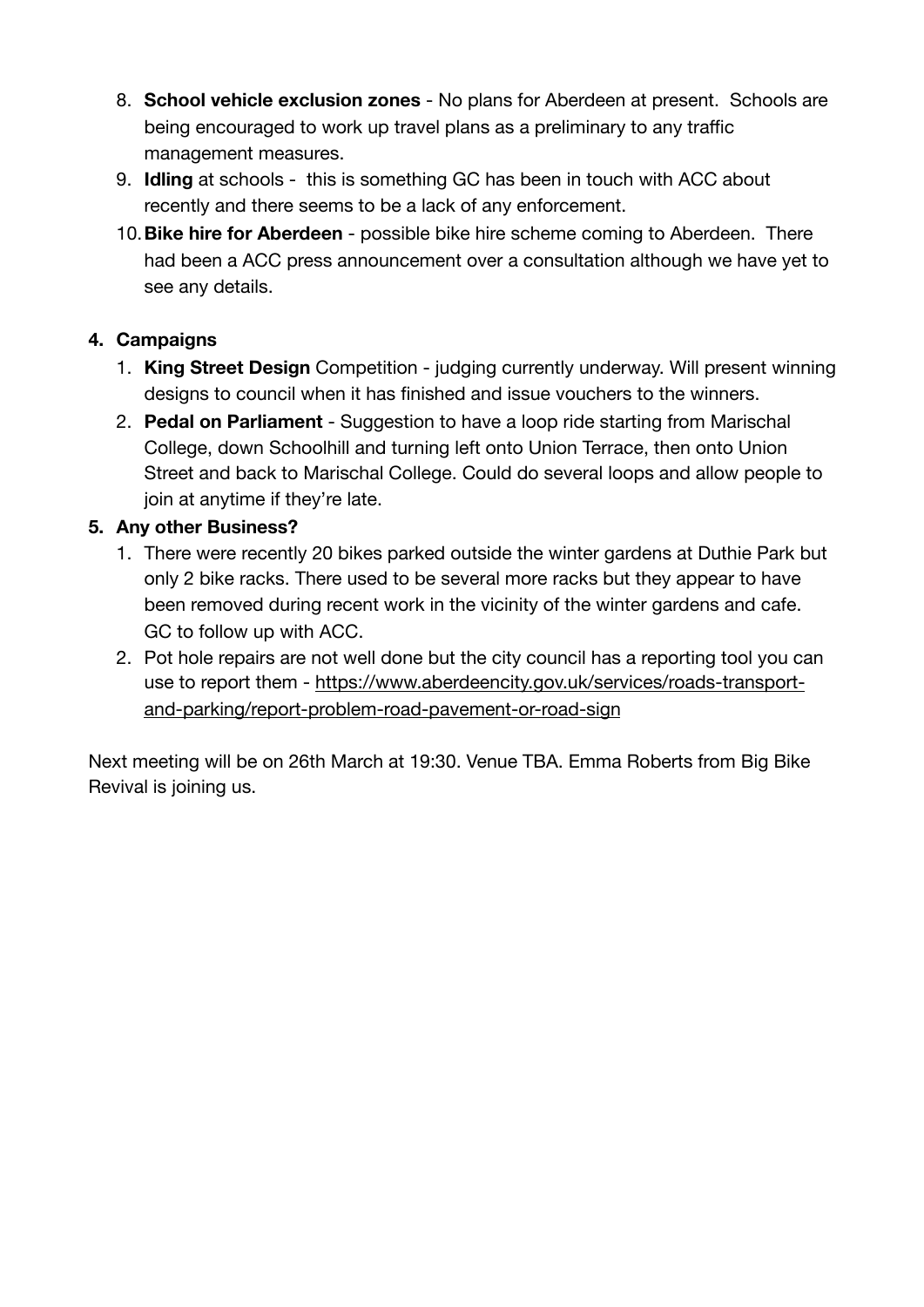8. **School vehicle exclusion zones** - No plans for Aberdeen at present. Schools are being encouraged to work up travel plans as a preliminary to any traffic management measures.
9. **Idling** at schools - this is something GC has been in touch with ACC about recently and there seems to be a lack of any enforcement.
10. **Bike hire for Aberdeen** - possible bike hire scheme coming to Aberdeen. There had been a ACC press announcement over a consultation although we have yet to see any details.

4. **Campaigns**
    1. **King Street Design** Competition - judging currently underway. Will present winning designs to council when it has finished and issue vouchers to the winners.
    2. **Pedal on Parliament** - Suggestion to have a loop ride starting from Marischal College, down Schoolhill and turning left onto Union Terrace, then onto Union Street and back to Marischal College. Could do several loops and allow people to join at anytime if they're late.
5. **Any other Business?**
    1. There were recently 20 bikes parked outside the winter gardens at Duthie Park but only 2 bike racks. There used to be several more racks but they appear to have been removed during recent work in the vicinity of the winter gardens and cafe. GC to follow up with ACC.
    2. Pot hole repairs are not well done but the city council has a reporting tool you can use to report them - https://www.aberdeencity.gov.uk/services/roads-transport-and-parking/report-problem-road-pavement-or-road-sign

Next meeting will be on 26th March at 19:30. Venue TBA. Emma Roberts from Big Bike Revival is joining us.